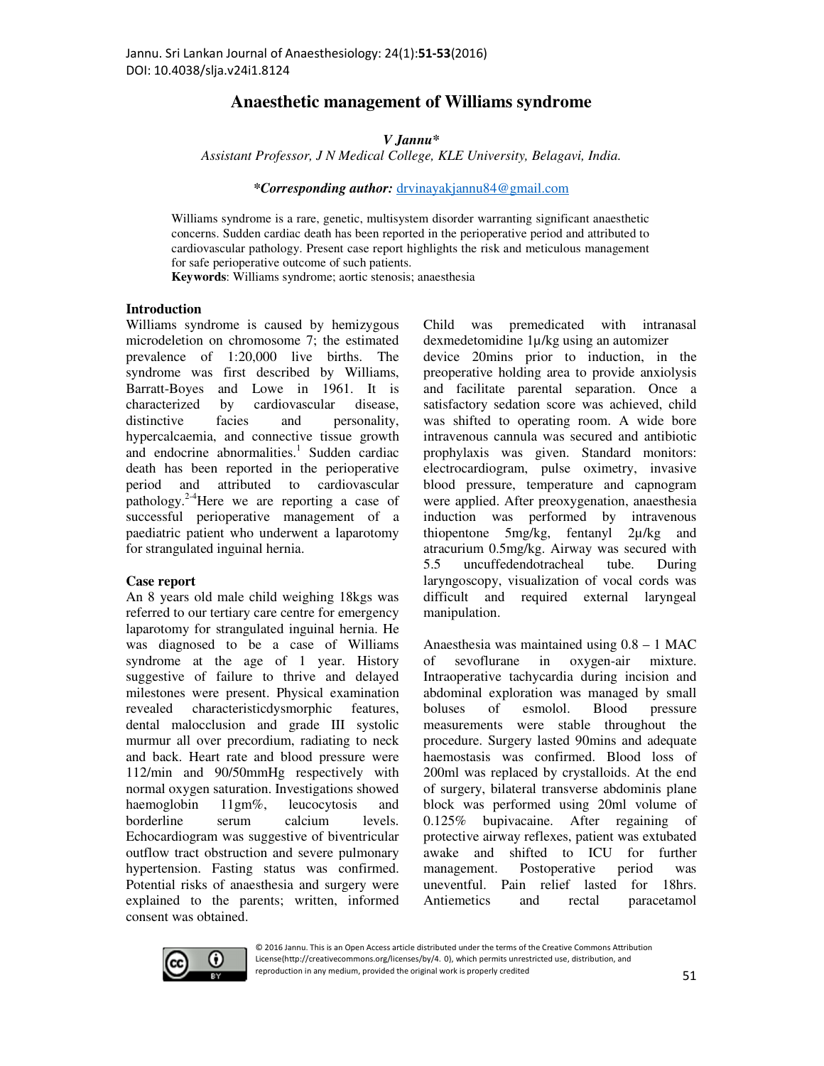# Anaesthetic management of Williams syndrome

***V Jannu****

*Assistant Professor, J N Medical College, KLE University, Belagavi, India.*

***\*Corresponding author:** drvinayakjannu84@gmail.com*

Williams syndrome is a rare, genetic, multisystem disorder warranting significant anaesthetic concerns. Sudden cardiac death has been reported in the perioperative period and attributed to cardiovascular pathology. Present case report highlights the risk and meticulous management for safe perioperative outcome of such patients.

**Keywords**: Williams syndrome; aortic stenosis; anaesthesia

## Introduction

Williams syndrome is caused by hemizygous microdeletion on chromosome 7; the estimated prevalence of 1:20,000 live births. The syndrome was first described by Williams, Barratt-Boyes and Lowe in 1961. It is characterized by cardiovascular disease, distinctive facies and personality, hypercalcaemia, and connective tissue growth and endocrine abnormalities.[1] Sudden cardiac death has been reported in the perioperative period and attributed to cardiovascular pathology.[2-4]Here we are reporting a case of successful perioperative management of a paediatric patient who underwent a laparotomy for strangulated inguinal hernia.

## Case report

An 8 years old male child weighing 18kgs was referred to our tertiary care centre for emergency laparotomy for strangulated inguinal hernia. He was diagnosed to be a case of Williams syndrome at the age of 1 year. History suggestive of failure to thrive and delayed milestones were present. Physical examination revealed characteristicdysmorphic features, dental malocclusion and grade III systolic murmur all over precordium, radiating to neck and back. Heart rate and blood pressure were 112/min and 90/50mmHg respectively with normal oxygen saturation. Investigations showed haemoglobin 11gm%, leucocytosis and borderline serum calcium levels. Echocardiogram was suggestive of biventricular outflow tract obstruction and severe pulmonary hypertension. Fasting status was confirmed. Potential risks of anaesthesia and surgery were explained to the parents; written, informed consent was obtained.

Child was premedicated with intranasal dexmedetomidine 1µ/kg using an automizer device 20mins prior to induction, in the preoperative holding area to provide anxiolysis and facilitate parental separation. Once a satisfactory sedation score was achieved, child was shifted to operating room. A wide bore intravenous cannula was secured and antibiotic prophylaxis was given. Standard monitors: electrocardiogram, pulse oximetry, invasive blood pressure, temperature and capnogram were applied. After preoxygenation, anaesthesia induction was performed by intravenous thiopentone 5mg/kg, fentanyl 2µ/kg and atracurium 0.5mg/kg. Airway was secured with 5.5 uncuffedendotracheal tube. During laryngoscopy, visualization of vocal cords was difficult and required external laryngeal manipulation.

Anaesthesia was maintained using 0.8 – 1 MAC of sevoflurane in oxygen-air mixture. Intraoperative tachycardia during incision and abdominal exploration was managed by small boluses of esmolol. Blood pressure measurements were stable throughout the procedure. Surgery lasted 90mins and adequate haemostasis was confirmed. Blood loss of 200ml was replaced by crystalloids. At the end of surgery, bilateral transverse abdominis plane block was performed using 20ml volume of 0.125% bupivacaine. After regaining of protective airway reflexes, patient was extubated awake and shifted to ICU for further management. Postoperative period was uneventful. Pain relief lasted for 18hrs. Antiemetics and rectal paracetamol

© 2016 Jannu. This is an Open Access article distributed under the terms of the Creative Commons Attribution License(http://creativecommons.org/licenses/by/4. 0), which permits unrestricted use, distribution, and reproduction in any medium, provided the original work is properly credited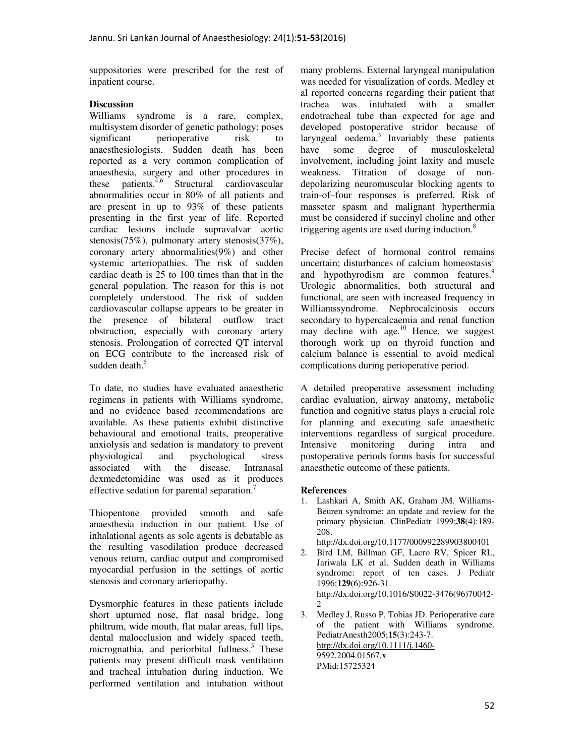suppositories were prescribed for the rest of inpatient course.

## Discussion

Williams syndrome is a rare, complex, multisystem disorder of genetic pathology; poses significant perioperative risk to anaesthesiologists. Sudden death has been reported as a very common complication of anaesthesia, surgery and other procedures in these patients.[4,6] Structural cardiovascular abnormalities occur in 80% of all patients and are present in up to 93% of these patients presenting in the first year of life. Reported cardiac lesions include supravalvar aortic stenosis(75%), pulmonary artery stenosis(37%), coronary artery abnormalities(9%) and other systemic arteriopathies. The risk of sudden cardiac death is 25 to 100 times than that in the general population. The reason for this is not completely understood. The risk of sudden cardiovascular collapse appears to be greater in the presence of bilateral outflow tract obstruction, especially with coronary artery stenosis. Prolongation of corrected QT interval on ECG contribute to the increased risk of sudden death.[5]

To date, no studies have evaluated anaesthetic regimens in patients with Williams syndrome, and no evidence based recommendations are available. As these patients exhibit distinctive behavioural and emotional traits, preoperative anxiolysis and sedation is mandatory to prevent physiological and psychological stress associated with the disease. Intranasal dexmedetomidine was used as it produces effective sedation for parental separation.[7]

Thiopentone provided smooth and safe anaesthesia induction in our patient. Use of inhalational agents as sole agents is debatable as the resulting vasodilation produce decreased venous return, cardiac output and compromised myocardial perfusion in the settings of aortic stenosis and coronary arteriopathy.

Dysmorphic features in these patients include short upturned nose, flat nasal bridge, long philtrum, wide mouth, flat malar areas, full lips, dental malocclusion and widely spaced teeth, micrognathia, and periorbital fullness.[5] These patients may present difficult mask ventilation and tracheal intubation during induction. We performed ventilation and intubation without many problems. External laryngeal manipulation was needed for visualization of cords. Medley et al reported concerns regarding their patient that trachea was intubated with a smaller endotracheal tube than expected for age and developed postoperative stridor because of laryngeal oedema.[3] Invariably these patients have some degree of musculoskeletal involvement, including joint laxity and muscle weakness. Titration of dosage of non-depolarizing neuromuscular blocking agents to train-of–four responses is preferred. Risk of masseter spasm and malignant hyperthermia must be considered if succinyl choline and other triggering agents are used during induction.[8]

Precise defect of hormonal control remains uncertain; disturbances of calcium homeostasis[1] and hypothyrodism are common features.[9] Urologic abnormalities, both structural and functional, are seen with increased frequency in Williamssyndrome. Nephrocalcinosis occurs secondary to hypercalcaemia and renal function may decline with age.[10] Hence, we suggest thorough work up on thyroid function and calcium balance is essential to avoid medical complications during perioperative period.

A detailed preoperative assessment including cardiac evaluation, airway anatomy, metabolic function and cognitive status plays a crucial role for planning and executing safe anaesthetic interventions regardless of surgical procedure. Intensive monitoring during intra and postoperative periods forms basis for successful anaesthetic outcome of these patients.

## References

1. Lashkari A, Smith AK, Graham JM. Williams-Beuren syndrome: an update and review for the primary physician. ClinPediatr 1999;**38**(4):189-208. http://dx.doi.org/10.1177/000992289903800401
2. Bird LM, Billman GF, Lacro RV, Spicer RL, Jariwala LK et al. Sudden death in Williams syndrome: report of ten cases. J Pediatr 1996;**129**(6):926-31. http://dx.doi.org/10.1016/S0022-3476(96)70042-2
3. Medley J, Russo P, Tobias JD. Perioperative care of the patient with Williams syndrome. PediatrAnesth2005;**15**(3):243-7. http://dx.doi.org/10.1111/j.1460-9592.2004.01567.x PMid:15725324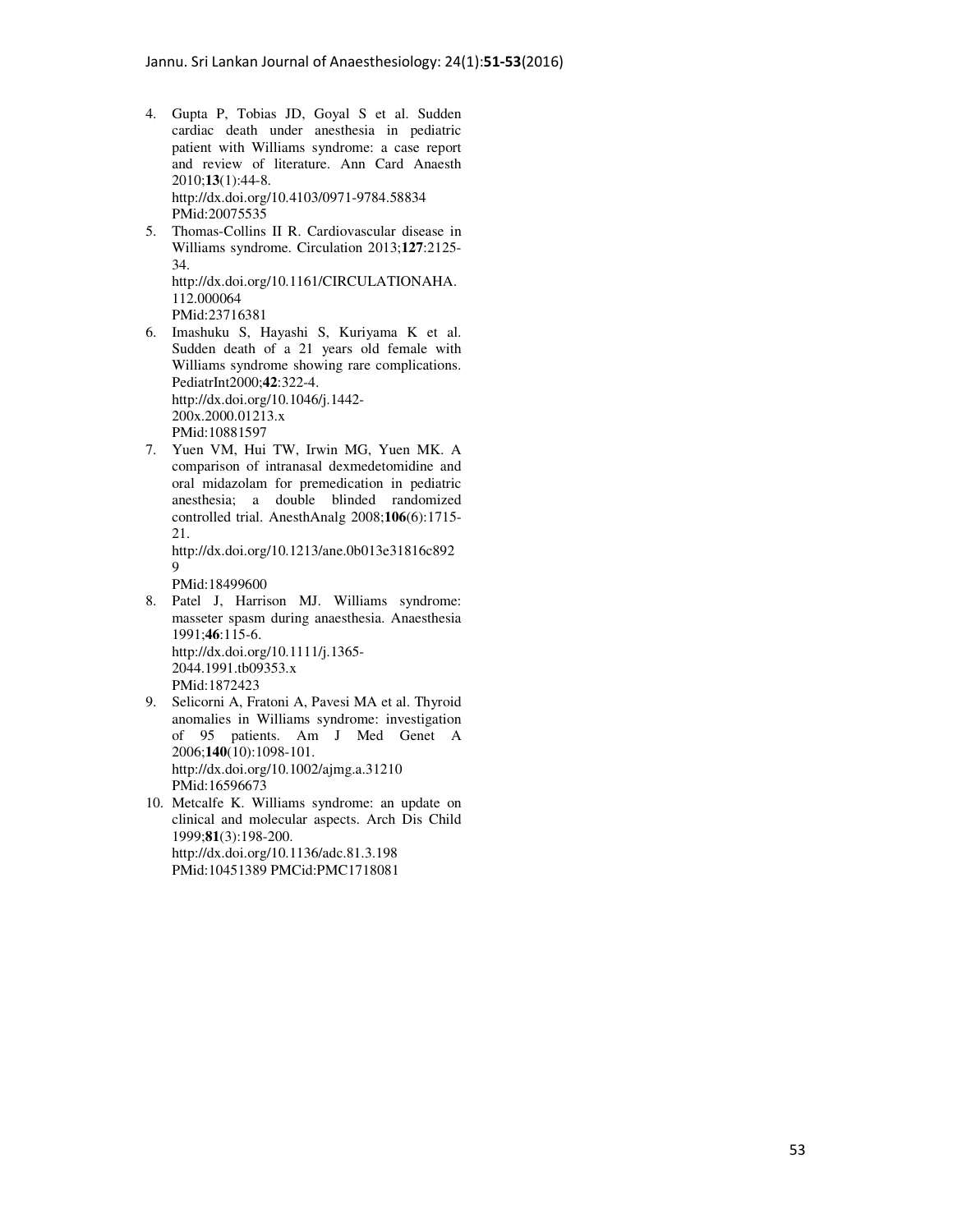4. Gupta P, Tobias JD, Goyal S et al. Sudden cardiac death under anesthesia in pediatric patient with Williams syndrome: a case report and review of literature. Ann Card Anaesth 2010;**13**(1):44-8. http://dx.doi.org/10.4103/0971-9784.58834 PMid:20075535
5. Thomas-Collins II R. Cardiovascular disease in Williams syndrome. Circulation 2013;**127**:2125-34. http://dx.doi.org/10.1161/CIRCULATIONAHA.112.000064 PMid:23716381
6. Imashuku S, Hayashi S, Kuriyama K et al. Sudden death of a 21 years old female with Williams syndrome showing rare complications. PediatrInt2000;**42**:322-4. http://dx.doi.org/10.1046/j.1442-200x.2000.01213.x PMid:10881597
7. Yuen VM, Hui TW, Irwin MG, Yuen MK. A comparison of intranasal dexmedetomidine and oral midazolam for premedication in pediatric anesthesia; a double blinded randomized controlled trial. AnesthAnalg 2008;**106**(6):1715-21. http://dx.doi.org/10.1213/ane.0b013e31816c8929 PMid:18499600
8. Patel J, Harrison MJ. Williams syndrome: masseter spasm during anaesthesia. Anaesthesia 1991;**46**:115-6. http://dx.doi.org/10.1111/j.1365-2044.1991.tb09353.x PMid:1872423
9. Selicorni A, Fratoni A, Pavesi MA et al. Thyroid anomalies in Williams syndrome: investigation of 95 patients. Am J Med Genet A 2006;**140**(10):1098-101. http://dx.doi.org/10.1002/ajmg.a.31210 PMid:16596673
10. Metcalfe K. Williams syndrome: an update on clinical and molecular aspects. Arch Dis Child 1999;**81**(3):198-200. http://dx.doi.org/10.1136/adc.81.3.198 PMid:10451389 PMCid:PMC1718081